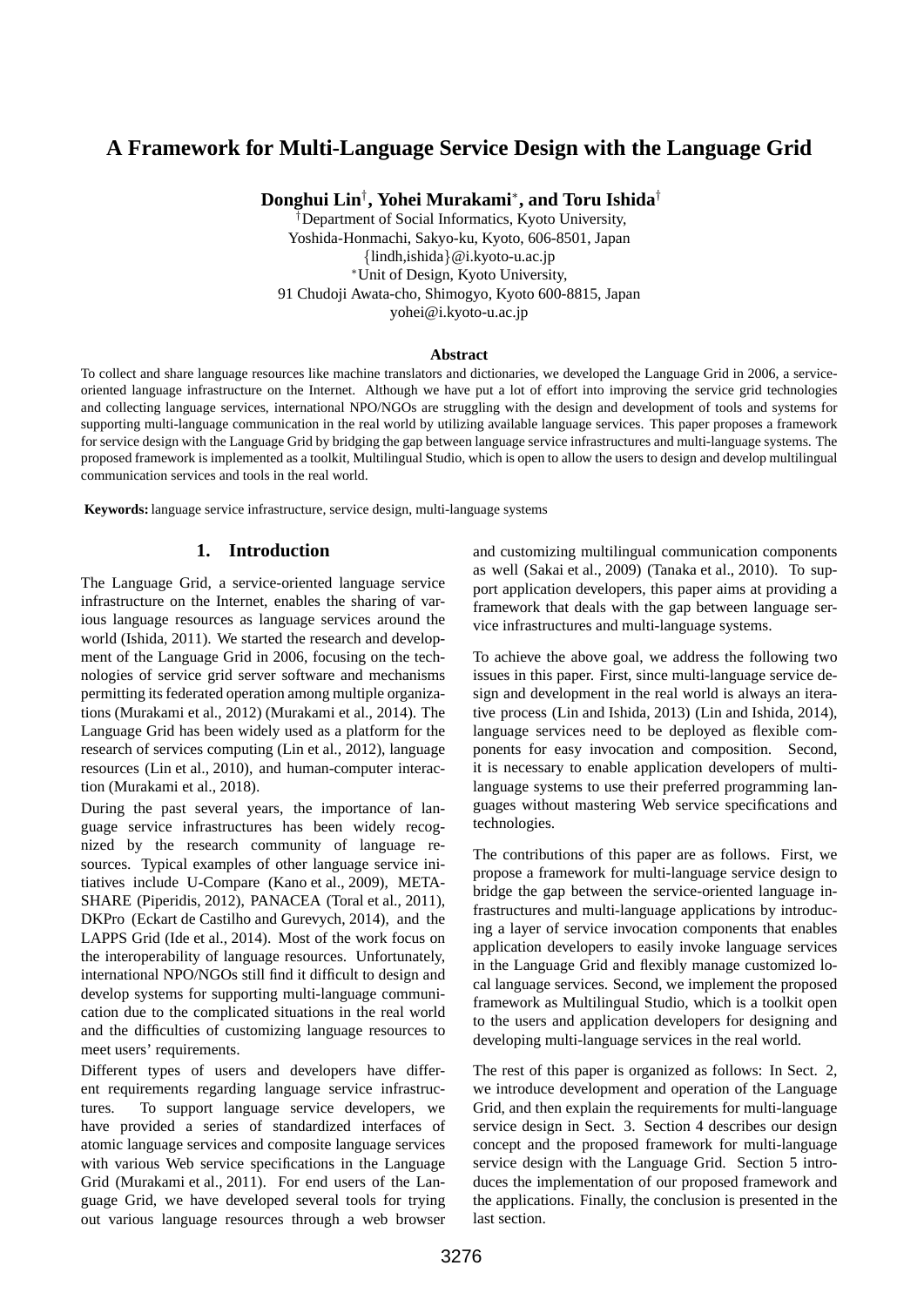# A Framework for Multi-Language Service Design with the Language Grid

**Donghui Lin[†], Yohei Murakami[*], and Toru Ishida[†]**

[†]Department of Social Informatics, Kyoto University,
Yoshida-Honmachi, Sakyo-ku, Kyoto, 606-8501, Japan
{lindh,ishida}@i.kyoto-u.ac.jp
[*]Unit of Design, Kyoto University,
91 Chudoji Awata-cho, Shimogyo, Kyoto 600-8815, Japan
yohei@i.kyoto-u.ac.jp

**Abstract**

To collect and share language resources like machine translators and dictionaries, we developed the Language Grid in 2006, a service-oriented language infrastructure on the Internet. Although we have put a lot of effort into improving the service grid technologies and collecting language services, international NPO/NGOs are struggling with the design and development of tools and systems for supporting multi-language communication in the real world by utilizing available language services. This paper proposes a framework for service design with the Language Grid by bridging the gap between language service infrastructures and multi-language systems. The proposed framework is implemented as a toolkit, Multilingual Studio, which is open to allow the users to design and develop multilingual communication services and tools in the real world.

**Keywords:** language service infrastructure, service design, multi-language systems

## 1. Introduction

The Language Grid, a service-oriented language service infrastructure on the Internet, enables the sharing of various language resources as language services around the world (Ishida, 2011). We started the research and development of the Language Grid in 2006, focusing on the technologies of service grid server software and mechanisms permitting its federated operation among multiple organizations (Murakami et al., 2012) (Murakami et al., 2014). The Language Grid has been widely used as a platform for the research of services computing (Lin et al., 2012), language resources (Lin et al., 2010), and human-computer interaction (Murakami et al., 2018).

During the past several years, the importance of language service infrastructures has been widely recognized by the research community of language resources. Typical examples of other language service initiatives include U-Compare (Kano et al., 2009), META-SHARE (Piperidis, 2012), PANACEA (Toral et al., 2011), DKPro (Eckart de Castilho and Gurevych, 2014), and the LAPPS Grid (Ide et al., 2014). Most of the work focus on the interoperability of language resources. Unfortunately, international NPO/NGOs still find it difficult to design and develop systems for supporting multi-language communication due to the complicated situations in the real world and the difficulties of customizing language resources to meet users' requirements.

Different types of users and developers have different requirements regarding language service infrastructures. To support language service developers, we have provided a series of standardized interfaces of atomic language services and composite language services with various Web service specifications in the Language Grid (Murakami et al., 2011). For end users of the Language Grid, we have developed several tools for trying out various language resources through a web browser and customizing multilingual communication components as well (Sakai et al., 2009) (Tanaka et al., 2010). To support application developers, this paper aims at providing a framework that deals with the gap between language service infrastructures and multi-language systems.

To achieve the above goal, we address the following two issues in this paper. First, since multi-language service design and development in the real world is always an iterative process (Lin and Ishida, 2013) (Lin and Ishida, 2014), language services need to be deployed as flexible components for easy invocation and composition. Second, it is necessary to enable application developers of multi-language systems to use their preferred programming languages without mastering Web service specifications and technologies.

The contributions of this paper are as follows. First, we propose a framework for multi-language service design to bridge the gap between the service-oriented language infrastructures and multi-language applications by introducing a layer of service invocation components that enables application developers to easily invoke language services in the Language Grid and flexibly manage customized local language services. Second, we implement the proposed framework as Multilingual Studio, which is a toolkit open to the users and application developers for designing and developing multi-language services in the real world.

The rest of this paper is organized as follows: In Sect. 2, we introduce development and operation of the Language Grid, and then explain the requirements for multi-language service design in Sect. 3. Section 4 describes our design concept and the proposed framework for multi-language service design with the Language Grid. Section 5 introduces the implementation of our proposed framework and the applications. Finally, the conclusion is presented in the last section.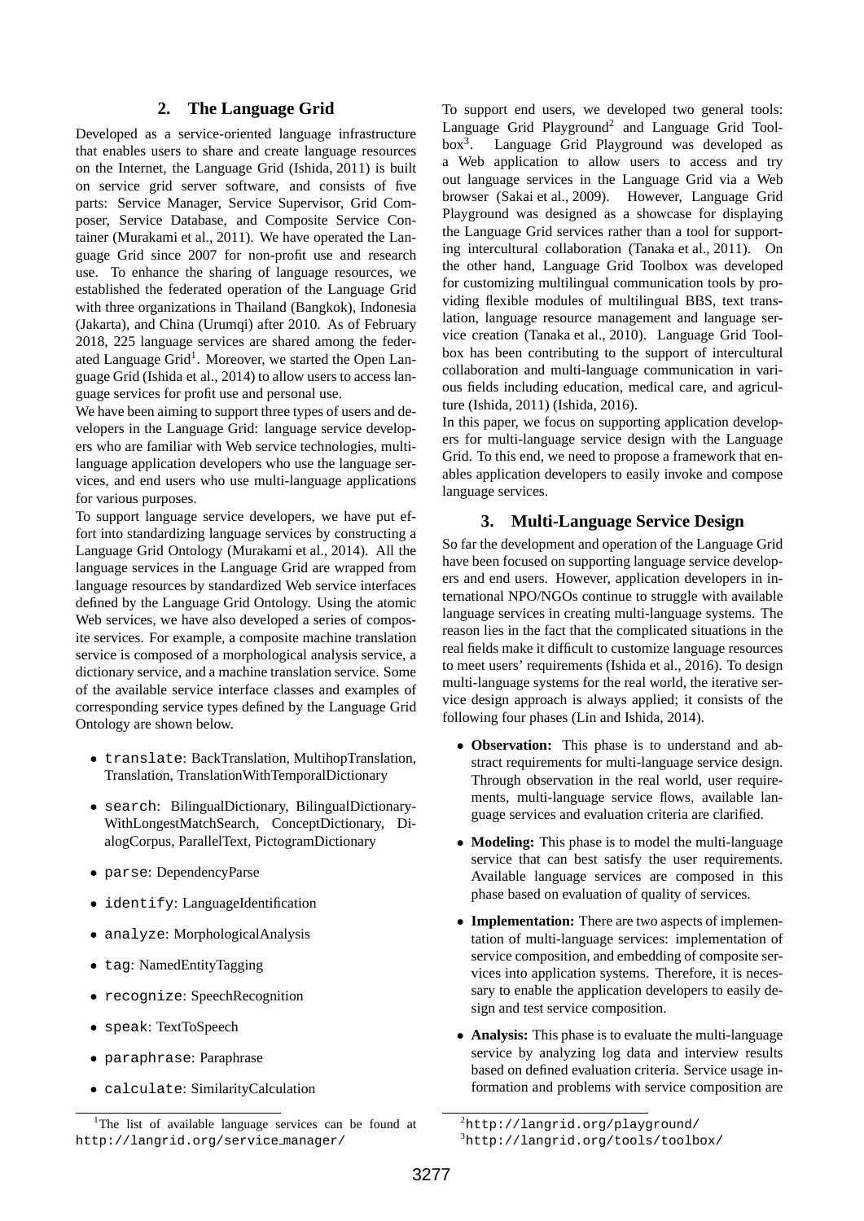## 2. The Language Grid

Developed as a service-oriented language infrastructure that enables users to share and create language resources on the Internet, the Language Grid (Ishida, 2011) is built on service grid server software, and consists of five parts: Service Manager, Service Supervisor, Grid Composer, Service Database, and Composite Service Container (Murakami et al., 2011). We have operated the Language Grid since 2007 for non-profit use and research use. To enhance the sharing of language resources, we established the federated operation of the Language Grid with three organizations in Thailand (Bangkok), Indonesia (Jakarta), and China (Urumqi) after 2010. As of February 2018, 225 language services are shared among the federated Language Grid[1]. Moreover, we started the Open Language Grid (Ishida et al., 2014) to allow users to access language services for profit use and personal use.

We have been aiming to support three types of users and developers in the Language Grid: language service developers who are familiar with Web service technologies, multi-language application developers who use the language services, and end users who use multi-language applications for various purposes.

To support language service developers, we have put effort into standardizing language services by constructing a Language Grid Ontology (Murakami et al., 2014). All the language services in the Language Grid are wrapped from language resources by standardized Web service interfaces defined by the Language Grid Ontology. Using the atomic Web services, we have also developed a series of composite services. For example, a composite machine translation service is composed of a morphological analysis service, a dictionary service, and a machine translation service. Some of the available service interface classes and examples of corresponding service types defined by the Language Grid Ontology are shown below.

- `translate`: BackTranslation, MultihopTranslation, Translation, TranslationWithTemporalDictionary
- `search`: BilingualDictionary, BilingualDictionaryWithLongestMatchSearch, ConceptDictionary, DialogCorpus, ParallelText, PictogramDictionary
- `parse`: DependencyParse
- `identify`: LanguageIdentification
- `analyze`: MorphologicalAnalysis
- `tag`: NamedEntityTagging
- `recognize`: SpeechRecognition
- `speak`: TextToSpeech
- `paraphrase`: Paraphrase
- `calculate`: SimilarityCalculation

To support end users, we developed two general tools: Language Grid Playground[2] and Language Grid Toolbox[3]. Language Grid Playground was developed as a Web application to allow users to access and try out language services in the Language Grid via a Web browser (Sakai et al., 2009). However, Language Grid Playground was designed as a showcase for displaying the Language Grid services rather than a tool for supporting intercultural collaboration (Tanaka et al., 2011). On the other hand, Language Grid Toolbox was developed for customizing multilingual communication tools by providing flexible modules of multilingual BBS, text translation, language resource management and language service creation (Tanaka et al., 2010). Language Grid Toolbox has been contributing to the support of intercultural collaboration and multi-language communication in various fields including education, medical care, and agriculture (Ishida, 2011) (Ishida, 2016).

In this paper, we focus on supporting application developers for multi-language service design with the Language Grid. To this end, we need to propose a framework that enables application developers to easily invoke and compose language services.

## 3. Multi-Language Service Design

So far the development and operation of the Language Grid have been focused on supporting language service developers and end users. However, application developers in international NPO/NGOs continue to struggle with available language services in creating multi-language systems. The reason lies in the fact that the complicated situations in the real fields make it difficult to customize language resources to meet users' requirements (Ishida et al., 2016). To design multi-language systems for the real world, the iterative service design approach is always applied; it consists of the following four phases (Lin and Ishida, 2014).

- **Observation:** This phase is to understand and abstract requirements for multi-language service design. Through observation in the real world, user requirements, multi-language service flows, available language services and evaluation criteria are clarified.
- **Modeling:** This phase is to model the multi-language service that can best satisfy the user requirements. Available language services are composed in this phase based on evaluation of quality of services.
- **Implementation:** There are two aspects of implementation of multi-language services: implementation of service composition, and embedding of composite services into application systems. Therefore, it is necessary to enable the application developers to easily design and test service composition.
- **Analysis:** This phase is to evaluate the multi-language service by analyzing log data and interview results based on defined evaluation criteria. Service usage information and problems with service composition are

[1] The list of available language services can be found at http://langrid.org/service_manager/

[2] http://langrid.org/playground/

[3] http://langrid.org/tools/toolbox/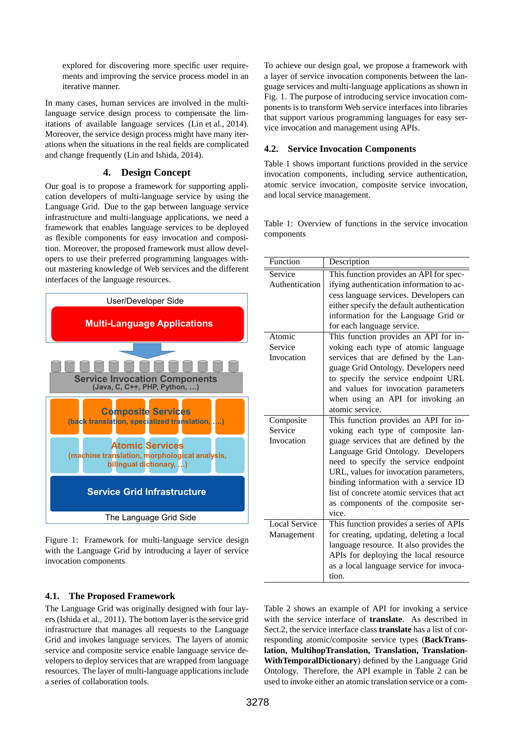explored for discovering more specific user requirements and improving the service process model in an iterative manner.

In many cases, human services are involved in the multi-language service design process to compensate the limitations of available language services (Lin et al., 2014). Moreover, the service design process might have many iterations when the situations in the real fields are complicated and change frequently (Lin and Ishida, 2014).

# 4. Design Concept

Our goal is to propose a framework for supporting application developers of multi-language service by using the Language Grid. Due to the gap between language service infrastructure and multi-language applications, we need a framework that enables language services to be deployed as flexible components for easy invocation and composition. Moreover, the proposed framework must allow developers to use their preferred programming languages without mastering knowledge of Web services and the different interfaces of the language resources.

User/Developer Side

Multi-Language Applications

Service Invocation Components
(Java, C, C++, PHP, Python, ...)

Composite Services
(back translation, specialized translation, ...)

Atomic Services
(machine translation, morphological analysis, bilingual dictionary, ...)

Service Grid Infrastructure

The Language Grid Side

Figure 1: Framework for multi-language service design with the Language Grid by introducing a layer of service invocation components

## 4.1. The Proposed Framework

The Language Grid was originally designed with four layers (Ishida et al., 2011). The bottom layer is the service grid infrastructure that manages all requests to the Language Grid and invokes language services. The layers of atomic service and composite service enable language service developers to deploy services that are wrapped from language resources. The layer of multi-language applications include a series of collaboration tools.

To achieve our design goal, we propose a framework with a layer of service invocation components between the language services and multi-language applications as shown in Fig. 1. The purpose of introducing service invocation components is to transform Web service interfaces into libraries that support various programming languages for easy service invocation and management using APIs.

## 4.2. Service Invocation Components

Table 1 shows important functions provided in the service invocation components, including service authentication, atomic service invocation, composite service invocation, and local service management.

Table 1: Overview of functions in the service invocation components

| Function | Description |
|---|---|
| Service Authentication | This function provides an API for specifying authentication information to access language services. Developers can either specify the default authentication information for the Language Grid or for each language service. |
| Atomic Service Invocation | This function provides an API for invoking each type of atomic language services that are defined by the Language Grid Ontology. Developers need to specify the service endpoint URL and values for invocation parameters when using an API for invoking an atomic service. |
| Composite Service Invocation | This function provides an API for invoking each type of composite language services that are defined by the Language Grid Ontology. Developers need to specify the service endpoint URL, values for invocation parameters, binding information with a service ID list of concrete atomic services that act as components of the composite service. |
| Local Service Management | This function provides a series of APIs for creating, updating, deleting a local language resource. It also provides the APIs for deploying the local resource as a local language service for invocation. |

Table 2 shows an example of API for invoking a service with the service interface of **translate**. As described in Sect.2, the service interface class **translate** has a list of corresponding atomic/composite service types (**BackTranslation, MultihopTranslation, Translation, TranslationWithTemporalDictionary**) defined by the Language Grid Ontology. Therefore, the API example in Table 2 can be used to invoke either an atomic translation service or a com-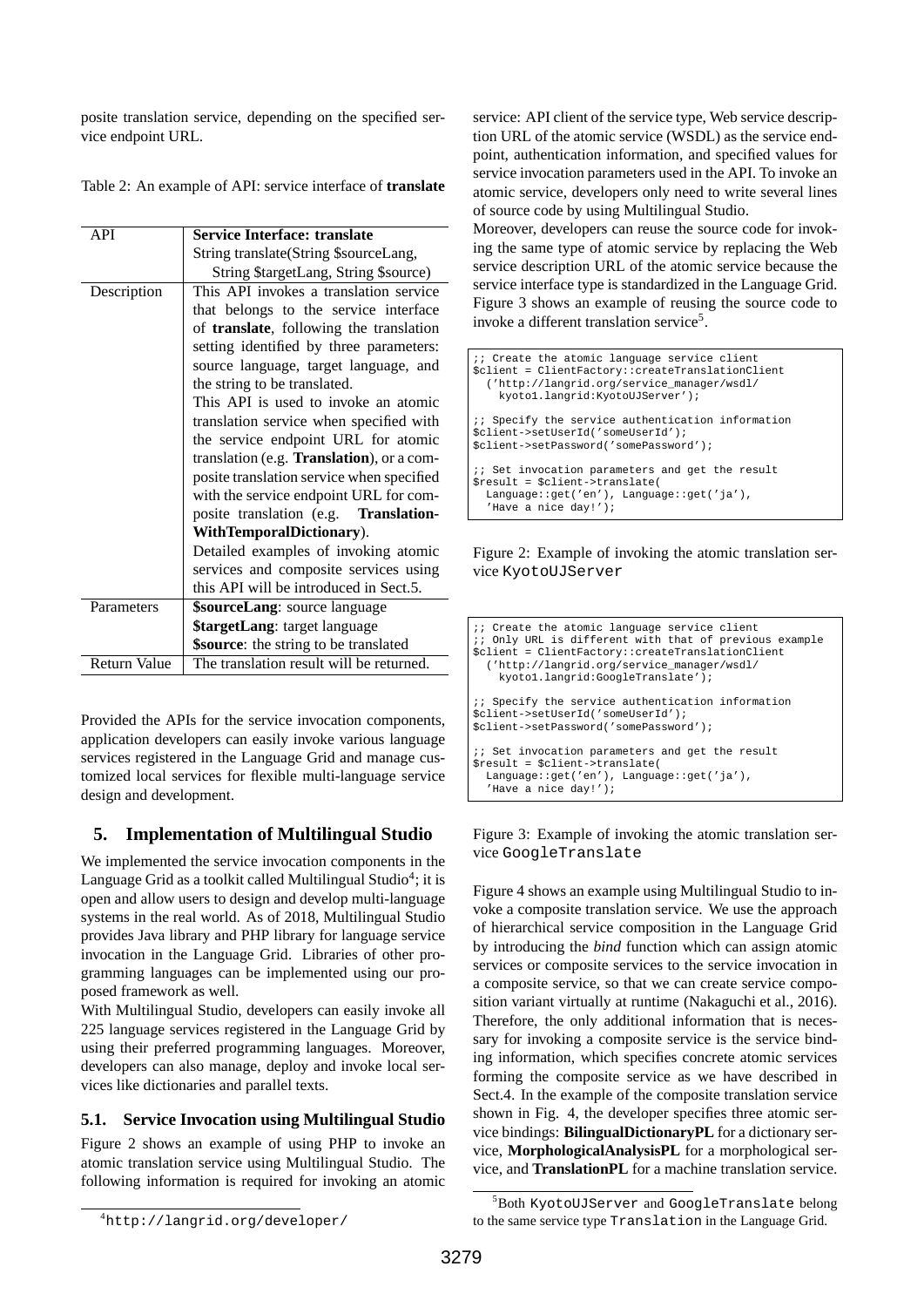posite translation service, depending on the specified service endpoint URL.

Table 2: An example of API: service interface of **translate**

| API | **Service Interface: translate** String translate(String $sourceLang, String $targetLang, String $source) |
|---|---|
| Description | This API invokes a translation service that belongs to the service interface of **translate**, following the translation setting identified by three parameters: source language, target language, and the string to be translated. This API is used to invoke an atomic translation service when specified with the service endpoint URL for atomic translation (e.g. **Translation**), or a composite translation service when specified with the service endpoint URL for composite translation (e.g. **TranslationWithTemporalDictionary**). Detailed examples of invoking atomic services and composite services using this API will be introduced in Sect.5. |
| Parameters | **$sourceLang**: source language **$targetLang**: target language **$source**: the string to be translated |
| Return Value | The translation result will be returned. |

Provided the APIs for the service invocation components, application developers can easily invoke various language services registered in the Language Grid and manage customized local services for flexible multi-language service design and development.

## 5. Implementation of Multilingual Studio

We implemented the service invocation components in the Language Grid as a toolkit called Multilingual Studio[4]; it is open and allow users to design and develop multi-language systems in the real world. As of 2018, Multilingual Studio provides Java library and PHP library for language service invocation in the Language Grid. Libraries of other programming languages can be implemented using our proposed framework as well.

With Multilingual Studio, developers can easily invoke all 225 language services registered in the Language Grid by using their preferred programming languages. Moreover, developers can also manage, deploy and invoke local services like dictionaries and parallel texts.

### 5.1. Service Invocation using Multilingual Studio

Figure 2 shows an example of using PHP to invoke an atomic translation service using Multilingual Studio. The following information is required for invoking an atomic service: API client of the service type, Web service description URL of the atomic service (WSDL) as the service endpoint, authentication information, and specified values for service invocation parameters used in the API. To invoke an atomic service, developers only need to write several lines of source code by using Multilingual Studio.

Moreover, developers can reuse the source code for invoking the same type of atomic service by replacing the Web service description URL of the atomic service because the service interface type is standardized in the Language Grid. Figure 3 shows an example of reusing the source code to invoke a different translation service[5].

```
;; Create the atomic language service client
$client = ClientFactory::createTranslationClient
  ('http://langrid.org/service_manager/wsdl/
    kyoto1.langrid:KyotoUJServer');

;; Specify the service authentication information
$client->setUserId('someUserId');
$client->setPassword('somePassword');

;; Set invocation parameters and get the result
$result = $client->translate(
  Language::get('en'), Language::get('ja'),
  'Have a nice day!');
```

Figure 2: Example of invoking the atomic translation service `KyotoUJServer`

```
;; Create the atomic language service client
;; Only URL is different with that of previous example
$client = ClientFactory::createTranslationClient
  ('http://langrid.org/service_manager/wsdl/
    kyoto1.langrid:GoogleTranslate');

;; Specify the service authentication information
$client->setUserId('someUserId');
$client->setPassword('somePassword');

;; Set invocation parameters and get the result
$result = $client->translate(
  Language::get('en'), Language::get('ja'),
  'Have a nice day!');
```

Figure 3: Example of invoking the atomic translation service `GoogleTranslate`

Figure 4 shows an example using Multilingual Studio to invoke a composite translation service. We use the approach of hierarchical service composition in the Language Grid by introducing the *bind* function which can assign atomic services or composite services to the service invocation in a composite service, so that we can create service composition variant virtually at runtime (Nakaguchi et al., 2016). Therefore, the only additional information that is necessary for invoking a composite service is the service binding information, which specifies concrete atomic services forming the composite service as we have described in Sect.4. In the example of the composite translation service shown in Fig. 4, the developer specifies three atomic service bindings: **BilingualDictionaryPL** for a dictionary service, **MorphologicalAnalysisPL** for a morphological service, and **TranslationPL** for a machine translation service.

[4] `http://langrid.org/developer/`

[5] Both `KyotoUJServer` and `GoogleTranslate` belong to the same service type `Translation` in the Language Grid.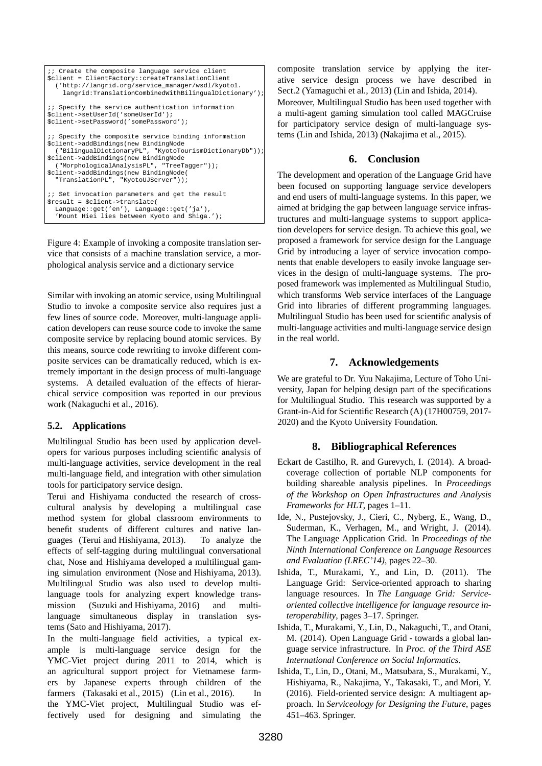```
;; Create the composite language service client
$client = ClientFactory::createTranslationClient
  ('http://langrid.org/service_manager/wsdl/kyoto1.
    langrid:TranslationCombinedWithBilingualDictionary');

;; Specify the service authentication information
$client->setUserId('someUserId');
$client->setPassword('somePassword');

;; Specify the composite service binding information
$client->addBindings(new BindingNode
  ("BilingualDictionaryPL", "KyotoTourismDictionaryDb"));
$client->addBindings(new BindingNode
  ("MorphologicalAnalysisPL", "TreeTagger"));
$client->addBindings(new BindingNode(
  "TranslationPL", "KyotoUJServer"));

;; Set invocation parameters and get the result
$result = $client->translate(
  Language::get('en'), Language::get('ja'),
  'Mount Hiei lies between Kyoto and Shiga.');
```

Figure 4: Example of invoking a composite translation service that consists of a machine translation service, a morphological analysis service and a dictionary service

Similar with invoking an atomic service, using Multilingual Studio to invoke a composite service also requires just a few lines of source code. Moreover, multi-language application developers can reuse source code to invoke the same composite service by replacing bound atomic services. By this means, source code rewriting to invoke different composite services can be dramatically reduced, which is extremely important in the design process of multi-language systems. A detailed evaluation of the effects of hierarchical service composition was reported in our previous work (Nakaguchi et al., 2016).

### 5.2. Applications

Multilingual Studio has been used by application developers for various purposes including scientific analysis of multi-language activities, service development in the real multi-language field, and integration with other simulation tools for participatory service design.

Terui and Hishiyama conducted the research of cross-cultural analysis by developing a multilingual case method system for global classroom environments to benefit students of different cultures and native languages (Terui and Hishiyama, 2013). To analyze the effects of self-tagging during multilingual conversational chat, Nose and Hishiyama developed a multilingual gaming simulation environment (Nose and Hishiyama, 2013). Multilingual Studio was also used to develop multi-language tools for analyzing expert knowledge transmission (Suzuki and Hishiyama, 2016) and multi-language simultaneous display in translation systems (Sato and Hishiyama, 2017).

In the multi-language field activities, a typical example is multi-language service design for the YMC-Viet project during 2011 to 2014, which is an agricultural support project for Vietnamese farmers by Japanese experts through children of the farmers (Takasaki et al., 2015) (Lin et al., 2016). In the YMC-Viet project, Multilingual Studio was effectively used for designing and simulating the composite translation service by applying the iterative service design process we have described in Sect.2 (Yamaguchi et al., 2013) (Lin and Ishida, 2014).

Moreover, Multilingual Studio has been used together with a multi-agent gaming simulation tool called MAGCruise for participatory service design of multi-language systems (Lin and Ishida, 2013) (Nakajima et al., 2015).

## 6. Conclusion

The development and operation of the Language Grid have been focused on supporting language service developers and end users of multi-language systems. In this paper, we aimed at bridging the gap between language service infrastructures and multi-language systems to support application developers for service design. To achieve this goal, we proposed a framework for service design for the Language Grid by introducing a layer of service invocation components that enable developers to easily invoke language services in the design of multi-language systems. The proposed framework was implemented as Multilingual Studio, which transforms Web service interfaces of the Language Grid into libraries of different programming languages. Multilingual Studio has been used for scientific analysis of multi-language activities and multi-language service design in the real world.

## 7. Acknowledgements

We are grateful to Dr. Yuu Nakajima, Lecture of Toho University, Japan for helping design part of the specifications for Multilingual Studio. This research was supported by a Grant-in-Aid for Scientific Research (A) (17H00759, 2017-2020) and the Kyoto University Foundation.

## 8. Bibliographical References

Eckart de Castilho, R. and Gurevych, I. (2014). A broad-coverage collection of portable NLP components for building shareable analysis pipelines. In *Proceedings of the Workshop on Open Infrastructures and Analysis Frameworks for HLT*, pages 1–11.

Ide, N., Pustejovsky, J., Cieri, C., Nyberg, E., Wang, D., Suderman, K., Verhagen, M., and Wright, J. (2014). The Language Application Grid. In *Proceedings of the Ninth International Conference on Language Resources and Evaluation (LREC'14)*, pages 22–30.

Ishida, T., Murakami, Y., and Lin, D. (2011). The Language Grid: Service-oriented approach to sharing language resources. In *The Language Grid: Service-oriented collective intelligence for language resource interoperability*, pages 3–17. Springer.

Ishida, T., Murakami, Y., Lin, D., Nakaguchi, T., and Otani, M. (2014). Open Language Grid - towards a global language service infrastructure. In *Proc. of the Third ASE International Conference on Social Informatics*.

Ishida, T., Lin, D., Otani, M., Matsubara, S., Murakami, Y., Hishiyama, R., Nakajima, Y., Takasaki, T., and Mori, Y. (2016). Field-oriented service design: A multiagent approach. In *Serviceology for Designing the Future*, pages 451–463. Springer.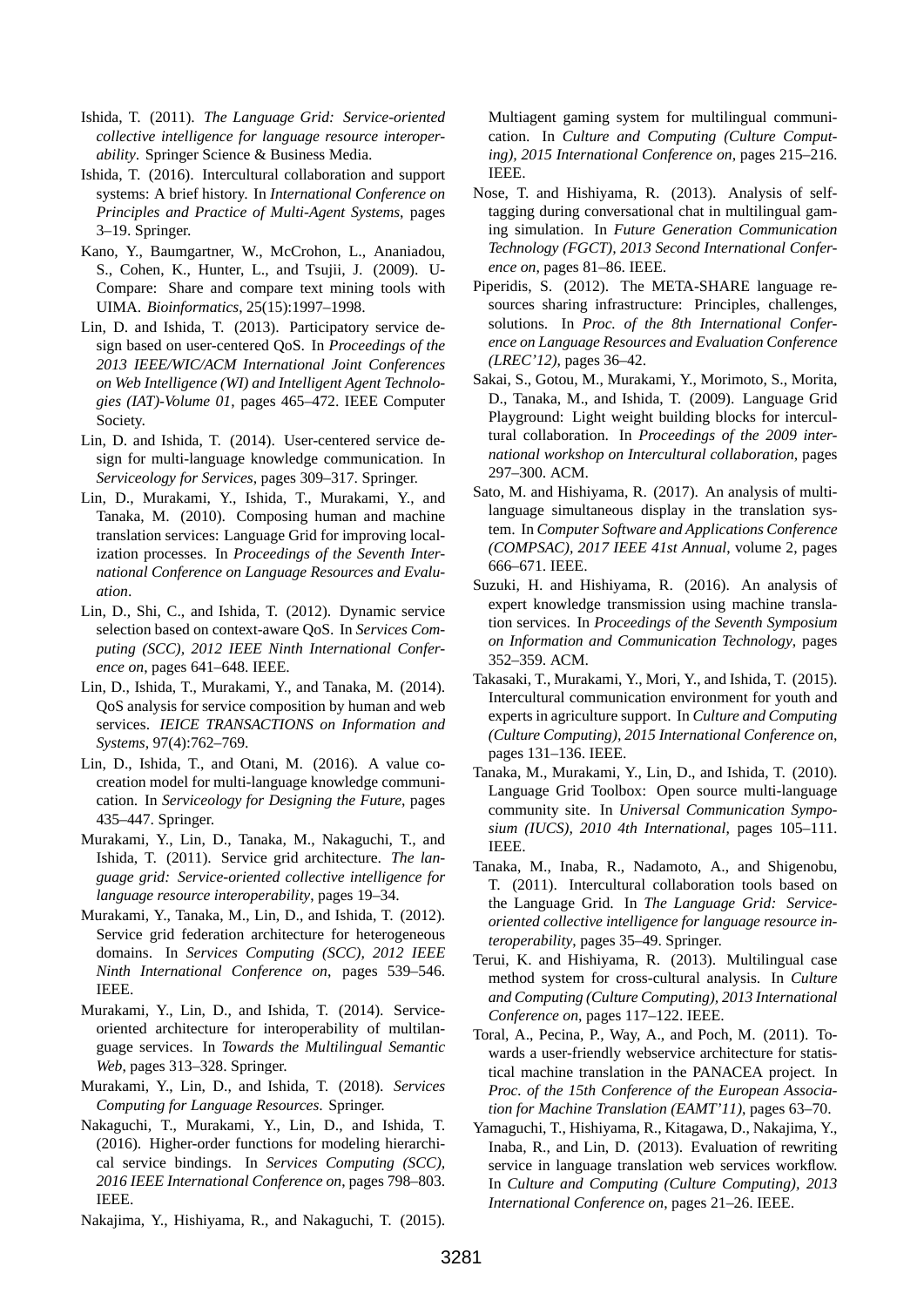Ishida, T. (2011). *The Language Grid: Service-oriented collective intelligence for language resource interoperability*. Springer Science & Business Media.

Ishida, T. (2016). Intercultural collaboration and support systems: A brief history. In *International Conference on Principles and Practice of Multi-Agent Systems*, pages 3–19. Springer.

Kano, Y., Baumgartner, W., McCrohon, L., Ananiadou, S., Cohen, K., Hunter, L., and Tsujii, J. (2009). U-Compare: Share and compare text mining tools with UIMA. *Bioinformatics*, 25(15):1997–1998.

Lin, D. and Ishida, T. (2013). Participatory service design based on user-centered QoS. In *Proceedings of the 2013 IEEE/WIC/ACM International Joint Conferences on Web Intelligence (WI) and Intelligent Agent Technologies (IAT)-Volume 01*, pages 465–472. IEEE Computer Society.

Lin, D. and Ishida, T. (2014). User-centered service design for multi-language knowledge communication. In *Serviceology for Services*, pages 309–317. Springer.

Lin, D., Murakami, Y., Ishida, T., Murakami, Y., and Tanaka, M. (2010). Composing human and machine translation services: Language Grid for improving localization processes. In *Proceedings of the Seventh International Conference on Language Resources and Evaluation*.

Lin, D., Shi, C., and Ishida, T. (2012). Dynamic service selection based on context-aware QoS. In *Services Computing (SCC), 2012 IEEE Ninth International Conference on*, pages 641–648. IEEE.

Lin, D., Ishida, T., Murakami, Y., and Tanaka, M. (2014). QoS analysis for service composition by human and web services. *IEICE TRANSACTIONS on Information and Systems*, 97(4):762–769.

Lin, D., Ishida, T., and Otani, M. (2016). A value co-creation model for multi-language knowledge communication. In *Serviceology for Designing the Future*, pages 435–447. Springer.

Murakami, Y., Lin, D., Tanaka, M., Nakaguchi, T., and Ishida, T. (2011). Service grid architecture. *The language grid: Service-oriented collective intelligence for language resource interoperability*, pages 19–34.

Murakami, Y., Tanaka, M., Lin, D., and Ishida, T. (2012). Service grid federation architecture for heterogeneous domains. In *Services Computing (SCC), 2012 IEEE Ninth International Conference on*, pages 539–546. IEEE.

Murakami, Y., Lin, D., and Ishida, T. (2014). Service-oriented architecture for interoperability of multilanguage services. In *Towards the Multilingual Semantic Web*, pages 313–328. Springer.

Murakami, Y., Lin, D., and Ishida, T. (2018). *Services Computing for Language Resources*. Springer.

Nakaguchi, T., Murakami, Y., Lin, D., and Ishida, T. (2016). Higher-order functions for modeling hierarchical service bindings. In *Services Computing (SCC), 2016 IEEE International Conference on*, pages 798–803. IEEE.

Nakajima, Y., Hishiyama, R., and Nakaguchi, T. (2015). Multiagent gaming system for multilingual communication. In *Culture and Computing (Culture Computing), 2015 International Conference on*, pages 215–216. IEEE.

Nose, T. and Hishiyama, R. (2013). Analysis of self-tagging during conversational chat in multilingual gaming simulation. In *Future Generation Communication Technology (FGCT), 2013 Second International Conference on*, pages 81–86. IEEE.

Piperidis, S. (2012). The META-SHARE language resources sharing infrastructure: Principles, challenges, solutions. In *Proc. of the 8th International Conference on Language Resources and Evaluation Conference (LREC'12)*, pages 36–42.

Sakai, S., Gotou, M., Murakami, Y., Morimoto, S., Morita, D., Tanaka, M., and Ishida, T. (2009). Language Grid Playground: Light weight building blocks for intercultural collaboration. In *Proceedings of the 2009 international workshop on Intercultural collaboration*, pages 297–300. ACM.

Sato, M. and Hishiyama, R. (2017). An analysis of multilanguage simultaneous display in the translation system. In *Computer Software and Applications Conference (COMPSAC), 2017 IEEE 41st Annual*, volume 2, pages 666–671. IEEE.

Suzuki, H. and Hishiyama, R. (2016). An analysis of expert knowledge transmission using machine translation services. In *Proceedings of the Seventh Symposium on Information and Communication Technology*, pages 352–359. ACM.

Takasaki, T., Murakami, Y., Mori, Y., and Ishida, T. (2015). Intercultural communication environment for youth and experts in agriculture support. In *Culture and Computing (Culture Computing), 2015 International Conference on*, pages 131–136. IEEE.

Tanaka, M., Murakami, Y., Lin, D., and Ishida, T. (2010). Language Grid Toolbox: Open source multi-language community site. In *Universal Communication Symposium (IUCS), 2010 4th International*, pages 105–111. IEEE.

Tanaka, M., Inaba, R., Nadamoto, A., and Shigenobu, T. (2011). Intercultural collaboration tools based on the Language Grid. In *The Language Grid: Service-oriented collective intelligence for language resource interoperability*, pages 35–49. Springer.

Terui, K. and Hishiyama, R. (2013). Multilingual case method system for cross-cultural analysis. In *Culture and Computing (Culture Computing), 2013 International Conference on*, pages 117–122. IEEE.

Toral, A., Pecina, P., Way, A., and Poch, M. (2011). Towards a user-friendly webservice architecture for statistical machine translation in the PANACEA project. In *Proc. of the 15th Conference of the European Association for Machine Translation (EAMT'11)*, pages 63–70.

Yamaguchi, T., Hishiyama, R., Kitagawa, D., Nakajima, Y., Inaba, R., and Lin, D. (2013). Evaluation of rewriting service in language translation web services workflow. In *Culture and Computing (Culture Computing), 2013 International Conference on*, pages 21–26. IEEE.